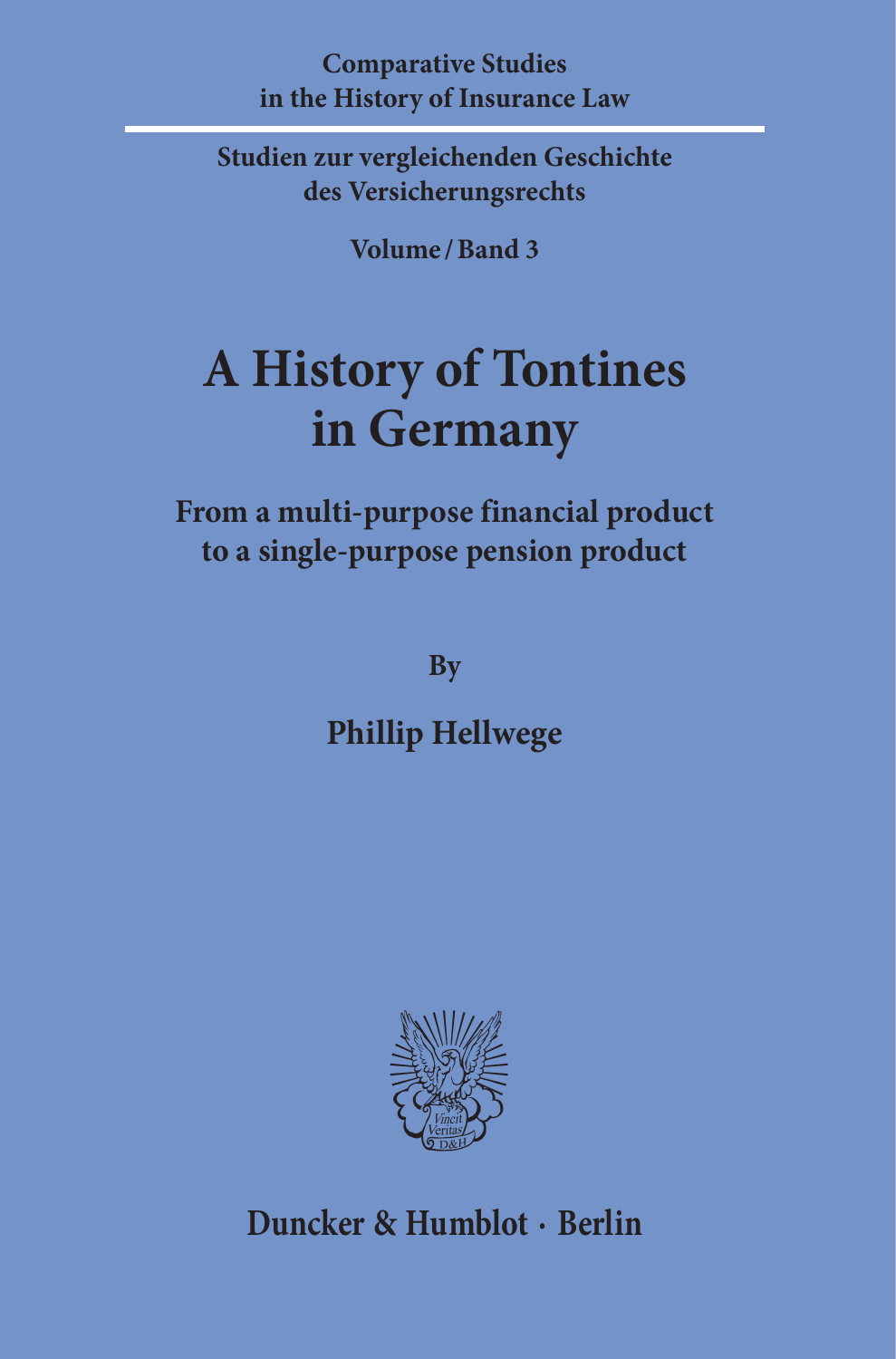**Comparative Studies in the History of Insurance Law**

**Studien zur vergleichenden Geschichte des Versicherungsrechts**

**Volume / Band 3**

# A History of Tontines in Germany

## From a multi-purpose financial product to a single-purpose pension product

By

**Phillip Hellwege**

Duncker & Humblot · Berlin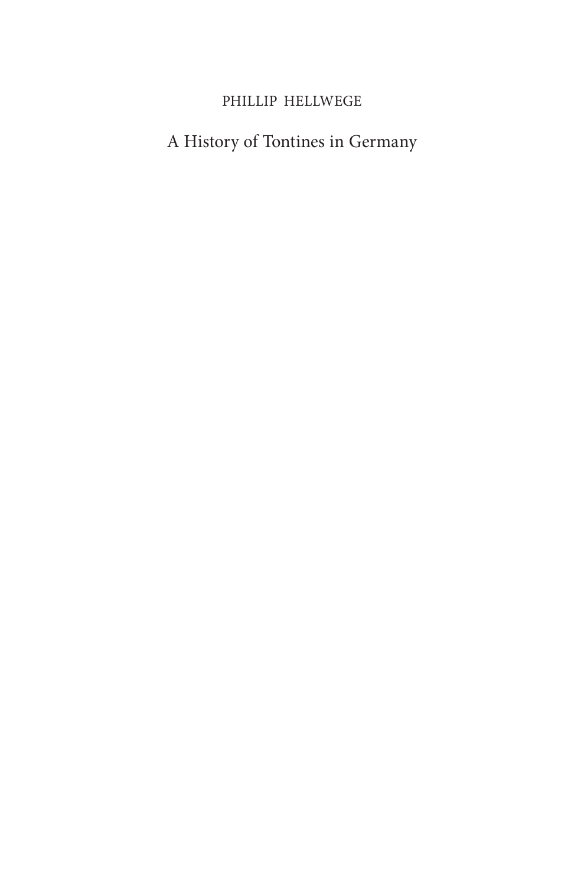PHILLIP HELLWEGE

# A History of Tontines in Germany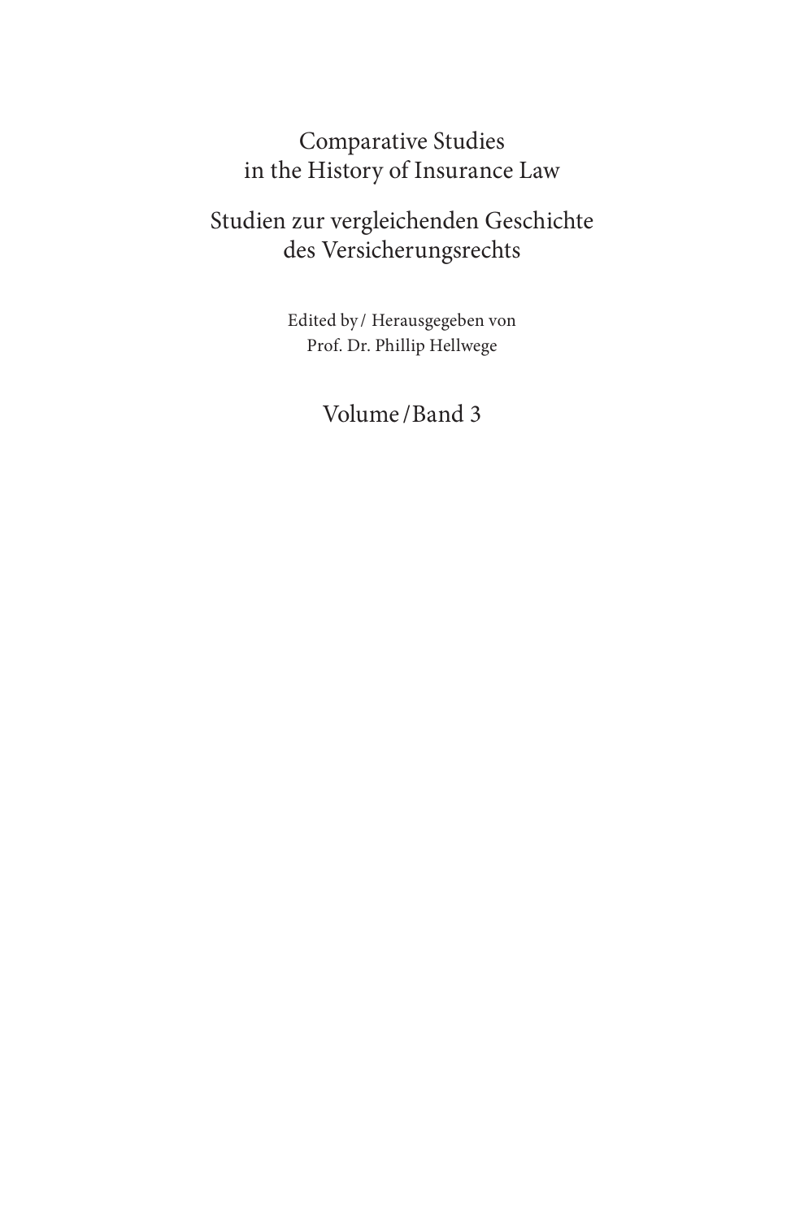# Comparative Studies in the History of Insurance Law

# Studien zur vergleichenden Geschichte des Versicherungsrechts

Edited by / Herausgegeben von
Prof. Dr. Phillip Hellwege

Volume / Band 3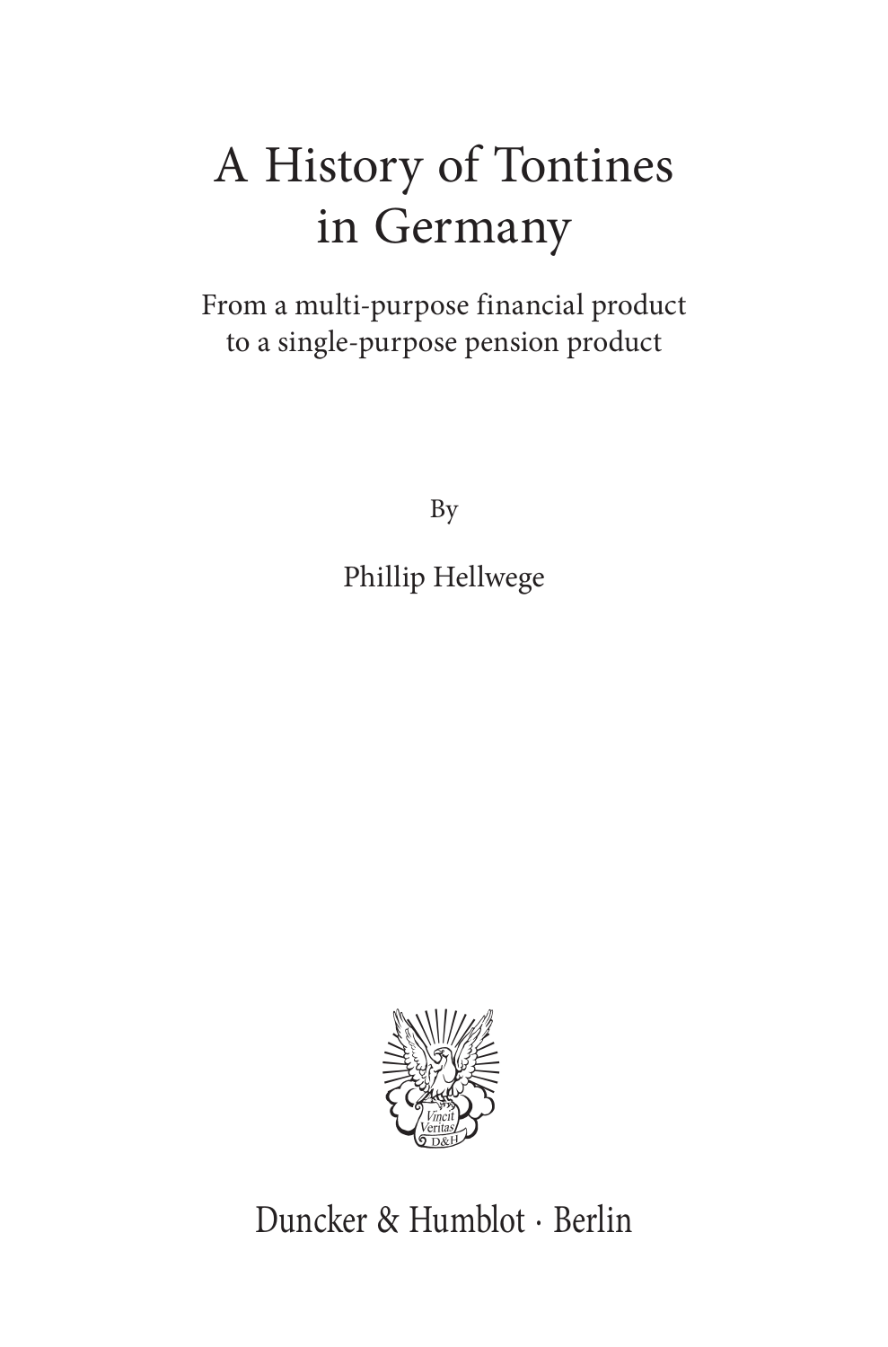# A History of Tontines in Germany

From a multi-purpose financial product
to a single-purpose pension product

By

Phillip Hellwege

Duncker & Humblot · Berlin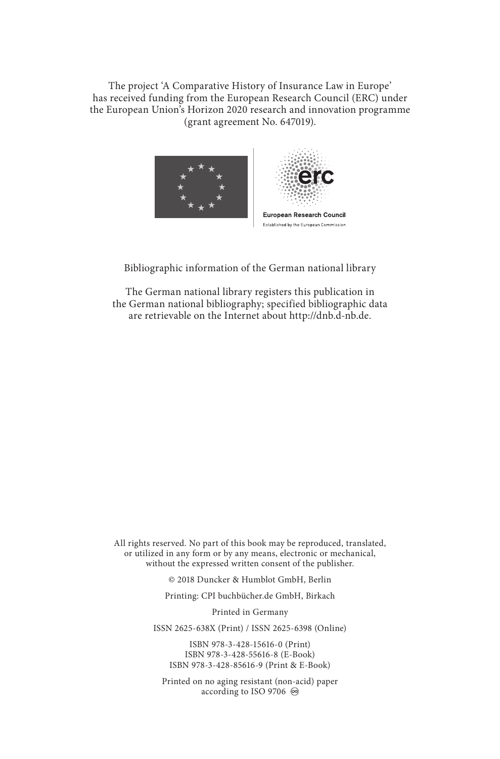The project 'A Comparative History of Insurance Law in Europe'
has received funding from the European Research Council (ERC) under
the European Union's Horizon 2020 research and innovation programme
(grant agreement No. 647019).

European Research Council
Established by the European Commission

Bibliographic information of the German national library

The German national library registers this publication in
the German national bibliography; specified bibliographic data
are retrievable on the Internet about http://dnb.d-nb.de.

All rights reserved. No part of this book may be reproduced, translated,
or utilized in any form or by any means, electronic or mechanical,
without the expressed written consent of the publisher.

© 2018 Duncker & Humblot GmbH, Berlin

Printing: CPI buchbücher.de GmbH, Birkach

Printed in Germany

ISSN 2625-638X (Print) / ISSN 2625-6398 (Online)

ISBN 978-3-428-15616-0 (Print)
ISBN 978-3-428-55616-8 (E-Book)
ISBN 978-3-428-85616-9 (Print & E-Book)

Printed on no aging resistant (non-acid) paper
according to ISO 9706 ♾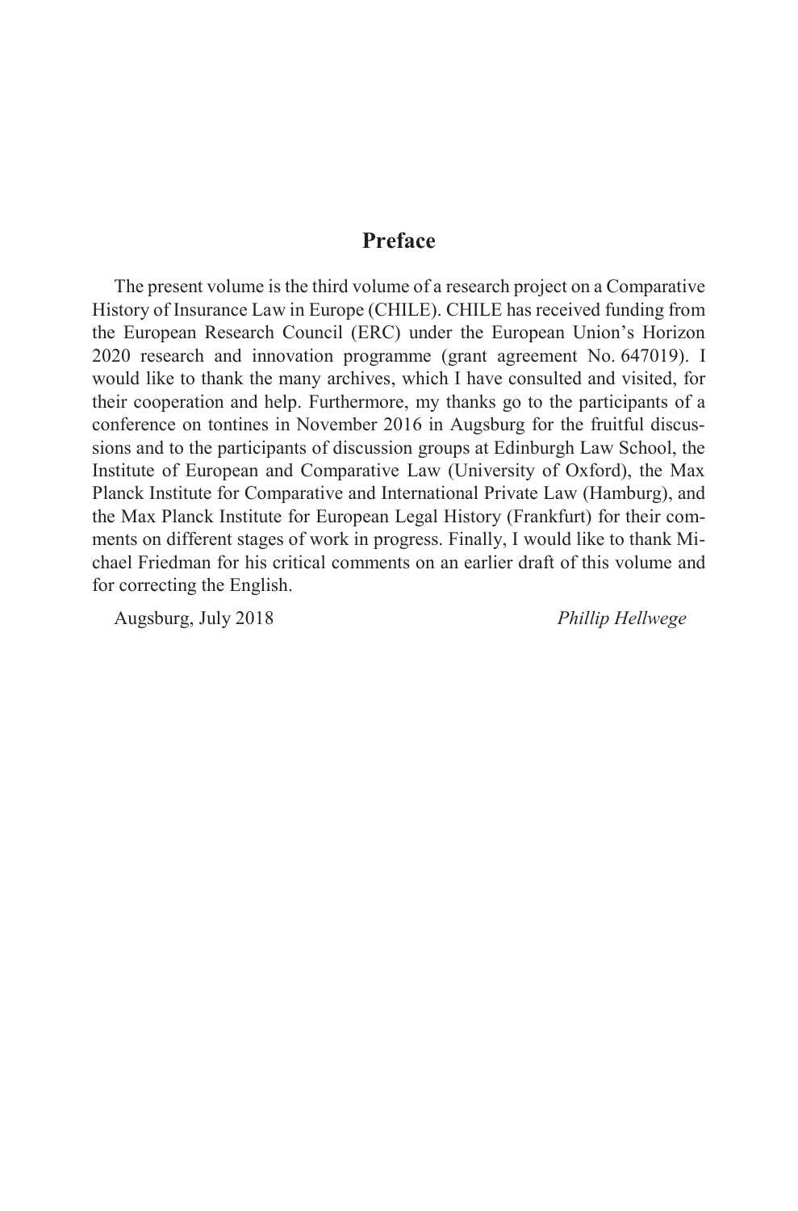# Preface

The present volume is the third volume of a research project on a Comparative History of Insurance Law in Europe (CHILE). CHILE has received funding from the European Research Council (ERC) under the European Union's Horizon 2020 research and innovation programme (grant agreement No. 647019). I would like to thank the many archives, which I have consulted and visited, for their cooperation and help. Furthermore, my thanks go to the participants of a conference on tontines in November 2016 in Augsburg for the fruitful discussions and to the participants of discussion groups at Edinburgh Law School, the Institute of European and Comparative Law (University of Oxford), the Max Planck Institute for Comparative and International Private Law (Hamburg), and the Max Planck Institute for European Legal History (Frankfurt) for their comments on different stages of work in progress. Finally, I would like to thank Michael Friedman for his critical comments on an earlier draft of this volume and for correcting the English.

Augsburg, July 2018 *Phillip Hellwege*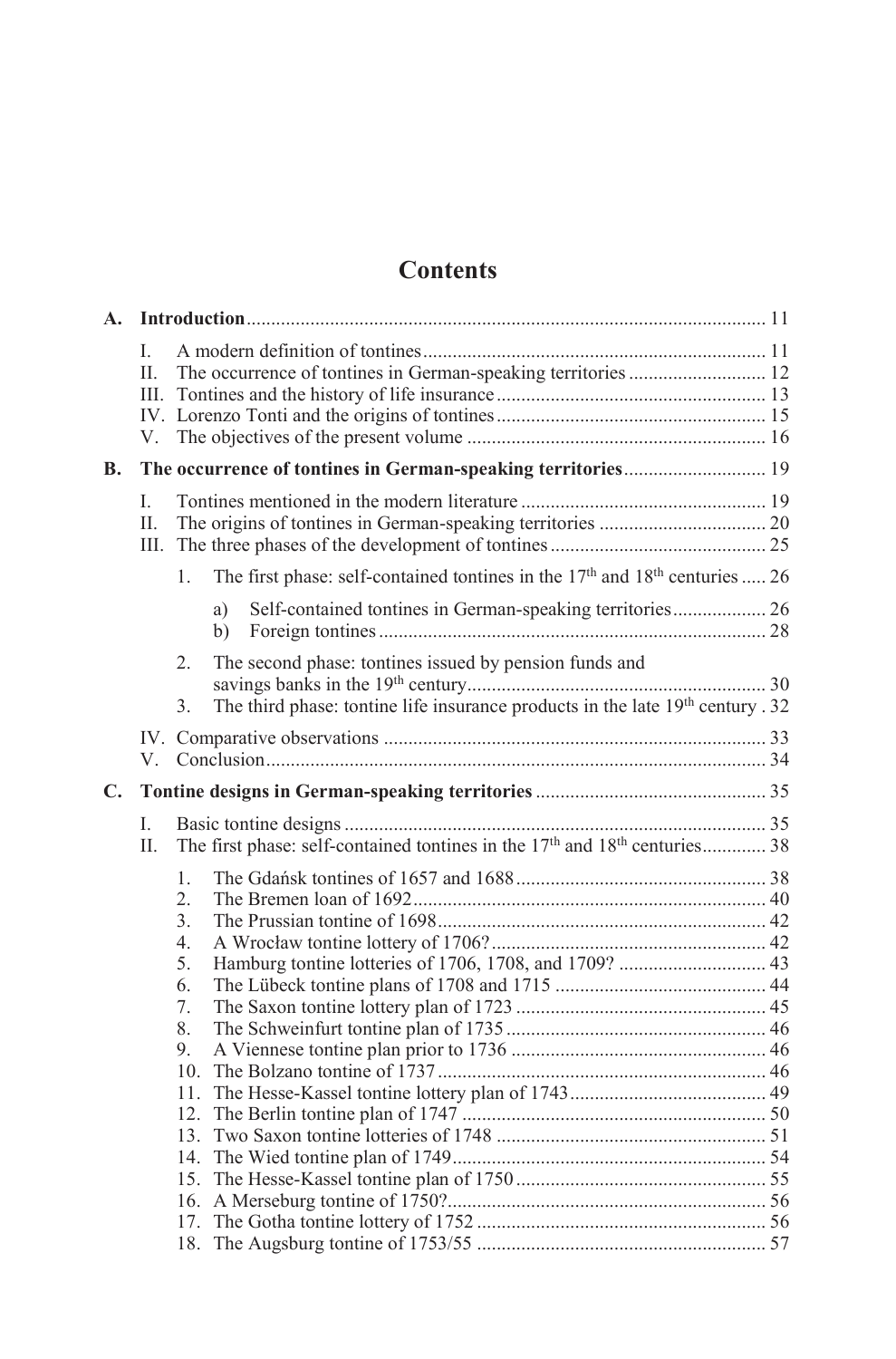# Contents

**A. Introduction** 11

- I. A modern definition of tontines 11
- II. The occurrence of tontines in German-speaking territories 12
- III. Tontines and the history of life insurance 13
- IV. Lorenzo Tonti and the origins of tontines 15
- V. The objectives of the present volume 16

**B. The occurrence of tontines in German-speaking territories** 19

- I. Tontines mentioned in the modern literature 19
- II. The origins of tontines in German-speaking territories 20
- III. The three phases of the development of tontines 25
  1. The first phase: self-contained tontines in the 17th and 18th centuries 26
     - a) Self-contained tontines in German-speaking territories 26
     - b) Foreign tontines 28
  2. The second phase: tontines issued by pension funds and savings banks in the 19th century 30
  3. The third phase: tontine life insurance products in the late 19th century 32
- IV. Comparative observations 33
- V. Conclusion 34

**C. Tontine designs in German-speaking territories** 35

- I. Basic tontine designs 35
- II. The first phase: self-contained tontines in the 17th and 18th centuries 38
  1. The Gdańsk tontines of 1657 and 1688 38
  2. The Bremen loan of 1692 40
  3. The Prussian tontine of 1698 42
  4. A Wrocław tontine lottery of 1706? 42
  5. Hamburg tontine lotteries of 1706, 1708, and 1709? 43
  6. The Lübeck tontine plans of 1708 and 1715 44
  7. The Saxon tontine lottery plan of 1723 45
  8. The Schweinfurt tontine plan of 1735 46
  9. A Viennese tontine plan prior to 1736 46
  10. The Bolzano tontine of 1737 46
  11. The Hesse-Kassel tontine lottery plan of 1743 49
  12. The Berlin tontine plan of 1747 50
  13. Two Saxon tontine lotteries of 1748 51
  14. The Wied tontine plan of 1749 54
  15. The Hesse-Kassel tontine plan of 1750 55
  16. A Merseburg tontine of 1750? 56
  17. The Gotha tontine lottery of 1752 56
  18. The Augsburg tontine of 1753/55 57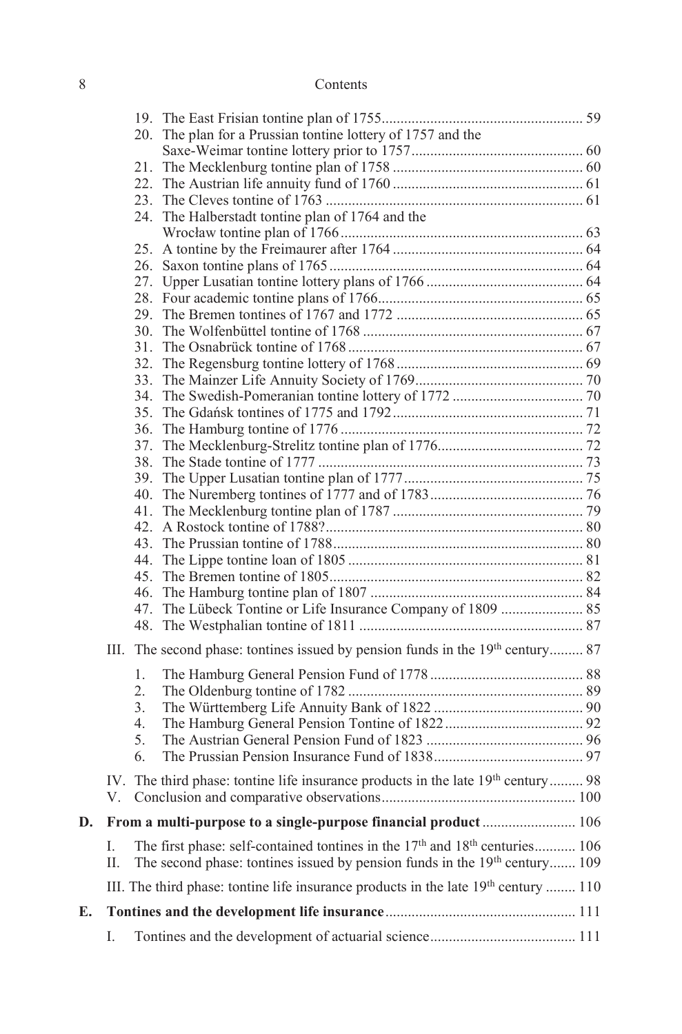19. The East Frisian tontine plan of 1755 ..... 59
20. The plan for a Prussian tontine lottery of 1757 and the Saxe-Weimar tontine lottery prior to 1757 ..... 60
21. The Mecklenburg tontine plan of 1758 ..... 60
22. The Austrian life annuity fund of 1760 ..... 61
23. The Cleves tontine of 1763 ..... 61
24. The Halberstadt tontine plan of 1764 and the Wrocław tontine plan of 1766 ..... 63
25. A tontine by the Freimaurer after 1764 ..... 64
26. Saxon tontine plans of 1765 ..... 64
27. Upper Lusatian tontine lottery plans of 1766 ..... 64
28. Four academic tontine plans of 1766 ..... 65
29. The Bremen tontines of 1767 and 1772 ..... 65
30. The Wolfenbüttel tontine of 1768 ..... 67
31. The Osnabrück tontine of 1768 ..... 67
32. The Regensburg tontine lottery of 1768 ..... 69
33. The Mainzer Life Annuity Society of 1769 ..... 70
34. The Swedish-Pomeranian tontine lottery of 1772 ..... 70
35. The Gdańsk tontines of 1775 and 1792 ..... 71
36. The Hamburg tontine of 1776 ..... 72
37. The Mecklenburg-Strelitz tontine plan of 1776 ..... 72
38. The Stade tontine of 1777 ..... 73
39. The Upper Lusatian tontine plan of 1777 ..... 75
40. The Nuremberg tontines of 1777 and of 1783 ..... 76
41. The Mecklenburg tontine plan of 1787 ..... 79
42. A Rostock tontine of 1788? ..... 80
43. The Prussian tontine of 1788 ..... 80
44. The Lippe tontine loan of 1805 ..... 81
45. The Bremen tontine of 1805 ..... 82
46. The Hamburg tontine plan of 1807 ..... 84
47. The Lübeck Tontine or Life Insurance Company of 1809 ..... 85
48. The Westphalian tontine of 1811 ..... 87

III. The second phase: tontines issued by pension funds in the 19th century ..... 87

1. The Hamburg General Pension Fund of 1778 ..... 88
2. The Oldenburg tontine of 1782 ..... 89
3. The Württemberg Life Annuity Bank of 1822 ..... 90
4. The Hamburg General Pension Tontine of 1822 ..... 92
5. The Austrian General Pension Fund of 1823 ..... 96
6. The Prussian Pension Insurance Fund of 1838 ..... 97

IV. The third phase: tontine life insurance products in the late 19th century ..... 98

V. Conclusion and comparative observations ..... 100

**D. From a multi-purpose to a single-purpose financial product** ..... 106

I. The first phase: self-contained tontines in the 17th and 18th centuries ..... 106

II. The second phase: tontines issued by pension funds in the 19th century ..... 109

III. The third phase: tontine life insurance products in the late 19th century ..... 110

**E. Tontines and the development life insurance** ..... 111

I. Tontines and the development of actuarial science ..... 111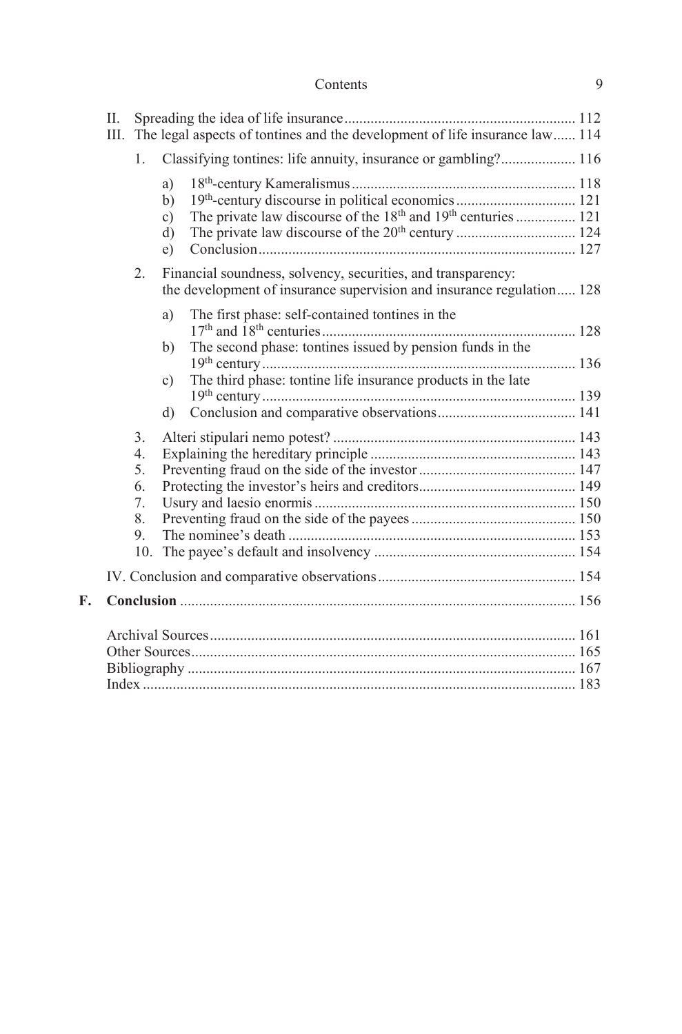II. Spreading the idea of life insurance ... 112

III. The legal aspects of tontines and the development of life insurance law ... 114

1. Classifying tontines: life annuity, insurance or gambling? ... 116
   - a) 18th-century Kameralismus ... 118
   - b) 19th-century discourse in political economics ... 121
   - c) The private law discourse of the 18th and 19th centuries ... 121
   - d) The private law discourse of the 20th century ... 124
   - e) Conclusion ... 127
2. Financial soundness, solvency, securities, and transparency: the development of insurance supervision and insurance regulation ... 128
   - a) The first phase: self-contained tontines in the 17th and 18th centuries ... 128
   - b) The second phase: tontines issued by pension funds in the 19th century ... 136
   - c) The third phase: tontine life insurance products in the late 19th century ... 139
   - d) Conclusion and comparative observations ... 141
3. Alteri stipulari nemo potest? ... 143
4. Explaining the hereditary principle ... 143
5. Preventing fraud on the side of the investor ... 147
6. Protecting the investor's heirs and creditors ... 149
7. Usury and laesio enormis ... 150
8. Preventing fraud on the side of the payees ... 150
9. The nominee's death ... 153
10. The payee's default and insolvency ... 154

IV. Conclusion and comparative observations ... 154

**F. Conclusion** ... 156

Archival Sources ... 161

Other Sources ... 165

Bibliography ... 167

Index ... 183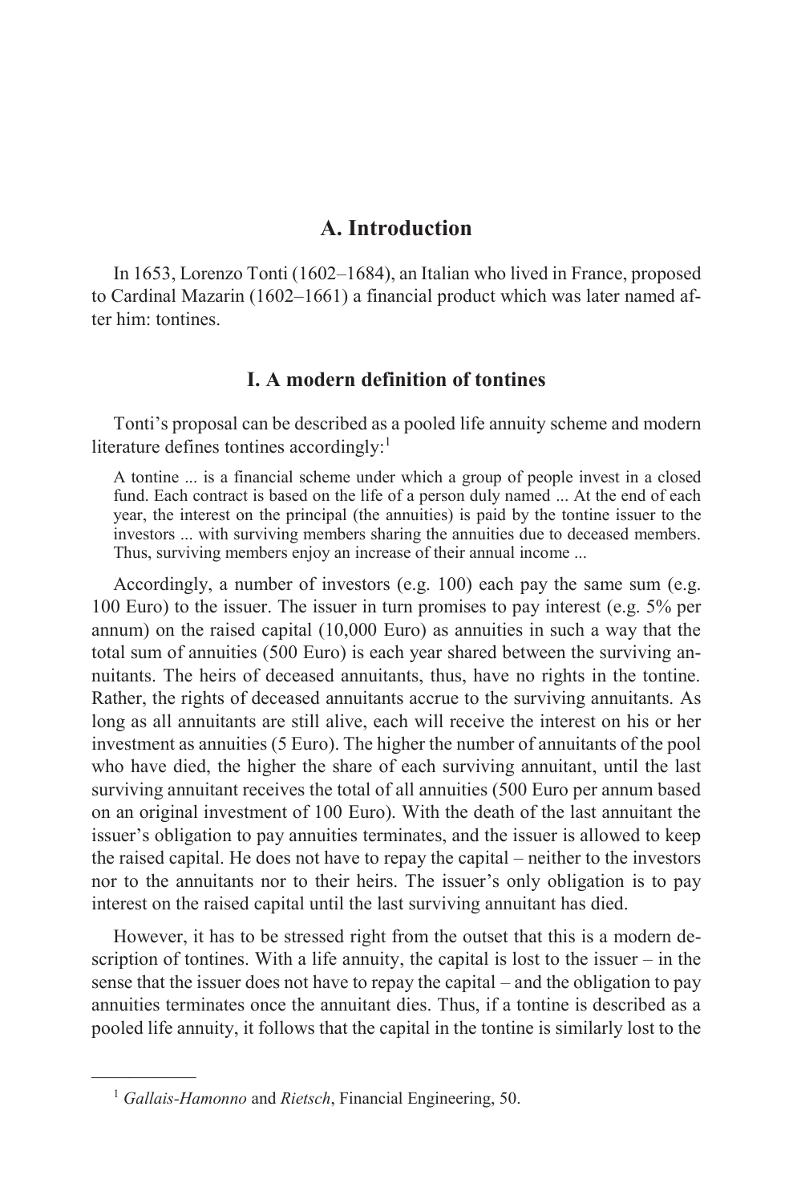# A. Introduction

In 1653, Lorenzo Tonti (1602–1684), an Italian who lived in France, proposed to Cardinal Mazarin (1602–1661) a financial product which was later named after him: tontines.

## I. A modern definition of tontines

Tonti's proposal can be described as a pooled life annuity scheme and modern literature defines tontines accordingly:[1]

> A tontine ... is a financial scheme under which a group of people invest in a closed fund. Each contract is based on the life of a person duly named ... At the end of each year, the interest on the principal (the annuities) is paid by the tontine issuer to the investors ... with surviving members sharing the annuities due to deceased members. Thus, surviving members enjoy an increase of their annual income ...

Accordingly, a number of investors (e.g. 100) each pay the same sum (e.g. 100 Euro) to the issuer. The issuer in turn promises to pay interest (e.g. 5% per annum) on the raised capital (10,000 Euro) as annuities in such a way that the total sum of annuities (500 Euro) is each year shared between the surviving annuitants. The heirs of deceased annuitants, thus, have no rights in the tontine. Rather, the rights of deceased annuitants accrue to the surviving annuitants. As long as all annuitants are still alive, each will receive the interest on his or her investment as annuities (5 Euro). The higher the number of annuitants of the pool who have died, the higher the share of each surviving annuitant, until the last surviving annuitant receives the total of all annuities (500 Euro per annum based on an original investment of 100 Euro). With the death of the last annuitant the issuer's obligation to pay annuities terminates, and the issuer is allowed to keep the raised capital. He does not have to repay the capital – neither to the investors nor to the annuitants nor to their heirs. The issuer's only obligation is to pay interest on the raised capital until the last surviving annuitant has died.

However, it has to be stressed right from the outset that this is a modern description of tontines. With a life annuity, the capital is lost to the issuer – in the sense that the issuer does not have to repay the capital – and the obligation to pay annuities terminates once the annuitant dies. Thus, if a tontine is described as a pooled life annuity, it follows that the capital in the tontine is similarly lost to the

[1] *Gallais-Hamonno* and *Rietsch*, Financial Engineering, 50.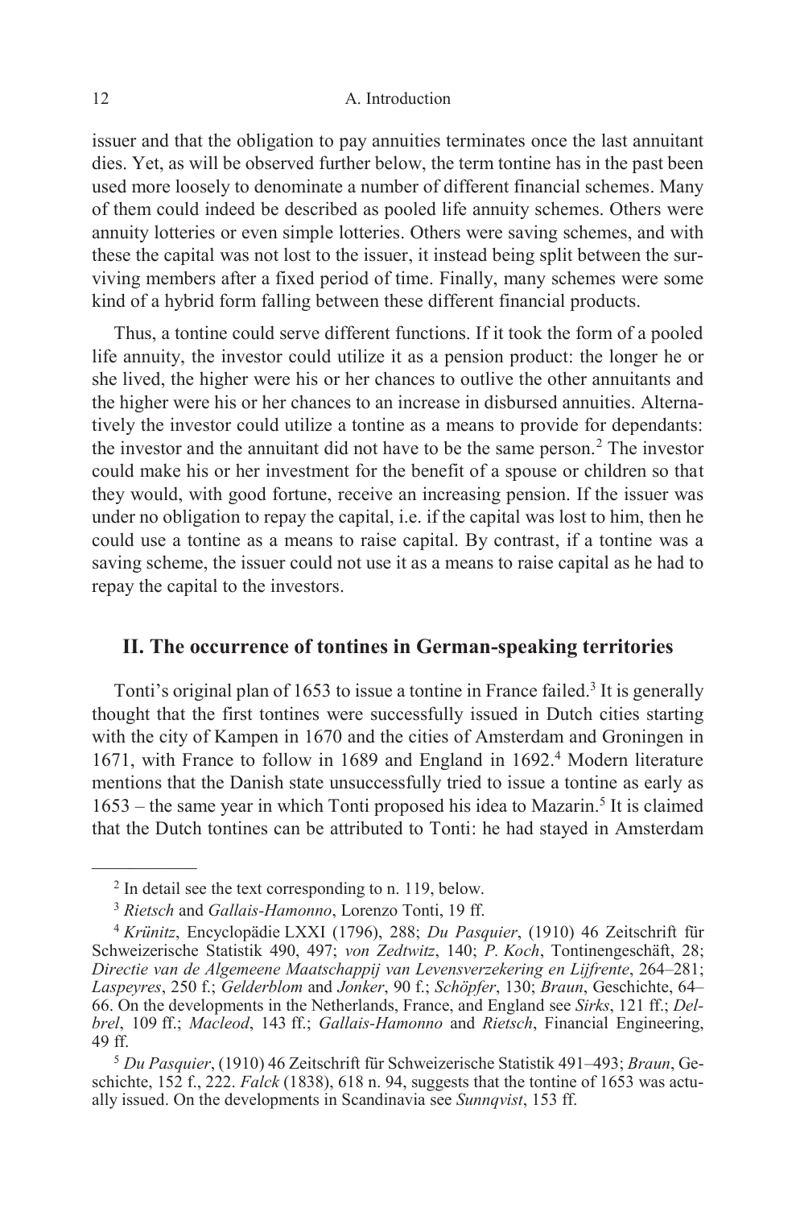issuer and that the obligation to pay annuities terminates once the last annuitant dies. Yet, as will be observed further below, the term tontine has in the past been used more loosely to denominate a number of different financial schemes. Many of them could indeed be described as pooled life annuity schemes. Others were annuity lotteries or even simple lotteries. Others were saving schemes, and with these the capital was not lost to the issuer, it instead being split between the surviving members after a fixed period of time. Finally, many schemes were some kind of a hybrid form falling between these different financial products.

Thus, a tontine could serve different functions. If it took the form of a pooled life annuity, the investor could utilize it as a pension product: the longer he or she lived, the higher were his or her chances to outlive the other annuitants and the higher were his or her chances to an increase in disbursed annuities. Alternatively the investor could utilize a tontine as a means to provide for dependants: the investor and the annuitant did not have to be the same person.[2] The investor could make his or her investment for the benefit of a spouse or children so that they would, with good fortune, receive an increasing pension. If the issuer was under no obligation to repay the capital, i.e. if the capital was lost to him, then he could use a tontine as a means to raise capital. By contrast, if a tontine was a saving scheme, the issuer could not use it as a means to raise capital as he had to repay the capital to the investors.

## II. The occurrence of tontines in German-speaking territories

Tonti's original plan of 1653 to issue a tontine in France failed.[3] It is generally thought that the first tontines were successfully issued in Dutch cities starting with the city of Kampen in 1670 and the cities of Amsterdam and Groningen in 1671, with France to follow in 1689 and England in 1692.[4] Modern literature mentions that the Danish state unsuccessfully tried to issue a tontine as early as 1653 – the same year in which Tonti proposed his idea to Mazarin.[5] It is claimed that the Dutch tontines can be attributed to Tonti: he had stayed in Amsterdam

---

[2] In detail see the text corresponding to n. 119, below.

[3] *Rietsch* and *Gallais-Hamonno*, Lorenzo Tonti, 19 ff.

[4] *Krünitz*, Encyclopädie LXXI (1796), 288; *Du Pasquier*, (1910) 46 Zeitschrift für Schweizerische Statistik 490, 497; *von Zedtwitz*, 140; *P. Koch*, Tontinengeschäft, 28; *Directie van de Algemeene Maatschappij van Levensverzekering en Lijfrente*, 264–281; *Laspeyres*, 250 f.; *Gelderblom* and *Jonker*, 90 f.; *Schöpfer*, 130; *Braun*, Geschichte, 64–66. On the developments in the Netherlands, France, and England see *Sirks*, 121 ff.; *Delbrel*, 109 ff.; *Macleod*, 143 ff.; *Gallais-Hamonno* and *Rietsch*, Financial Engineering, 49 ff.

[5] *Du Pasquier*, (1910) 46 Zeitschrift für Schweizerische Statistik 491–493; *Braun*, Geschichte, 152 f., 222. *Falck* (1838), 618 n. 94, suggests that the tontine of 1653 was actually issued. On the developments in Scandinavia see *Sunnqvist*, 153 ff.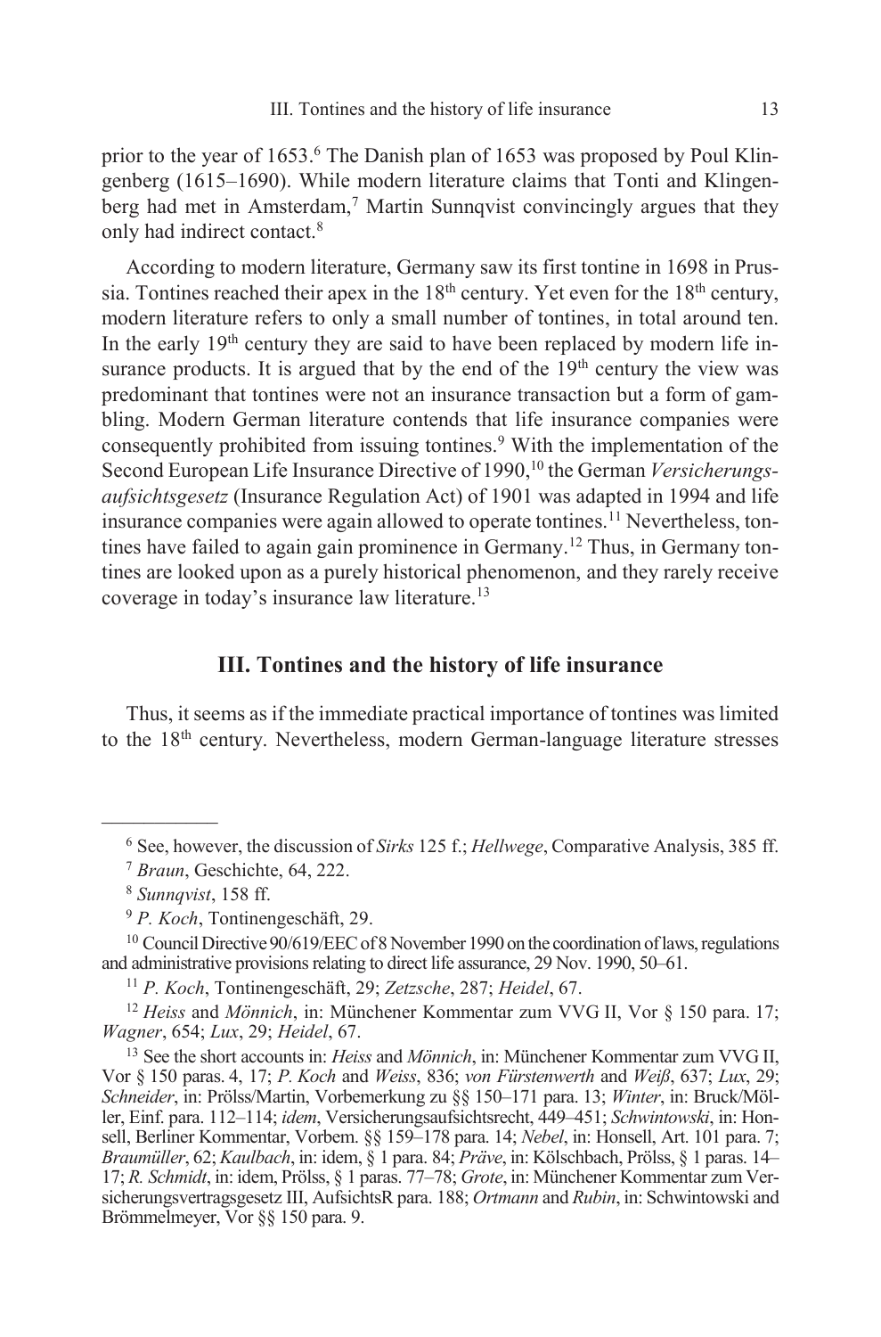prior to the year of 1653.[6] The Danish plan of 1653 was proposed by Poul Klingenberg (1615–1690). While modern literature claims that Tonti and Klingenberg had met in Amsterdam,[7] Martin Sunnqvist convincingly argues that they only had indirect contact.[8]

According to modern literature, Germany saw its first tontine in 1698 in Prussia. Tontines reached their apex in the 18th century. Yet even for the 18th century, modern literature refers to only a small number of tontines, in total around ten. In the early 19th century they are said to have been replaced by modern life insurance products. It is argued that by the end of the 19th century the view was predominant that tontines were not an insurance transaction but a form of gambling. Modern German literature contends that life insurance companies were consequently prohibited from issuing tontines.[9] With the implementation of the Second European Life Insurance Directive of 1990,[10] the German *Versicherungsaufsichtsgesetz* (Insurance Regulation Act) of 1901 was adapted in 1994 and life insurance companies were again allowed to operate tontines.[11] Nevertheless, tontines have failed to again gain prominence in Germany.[12] Thus, in Germany tontines are looked upon as a purely historical phenomenon, and they rarely receive coverage in today's insurance law literature.[13]

## III. Tontines and the history of life insurance

Thus, it seems as if the immediate practical importance of tontines was limited to the 18th century. Nevertheless, modern German-language literature stresses

---

[6] See, however, the discussion of *Sirks* 125 f.; *Hellwege*, Comparative Analysis, 385 ff.

[7] *Braun*, Geschichte, 64, 222.

[8] *Sunnqvist*, 158 ff.

[9] *P. Koch*, Tontinengeschäft, 29.

[10] Council Directive 90/619/EEC of 8 November 1990 on the coordination of laws, regulations and administrative provisions relating to direct life assurance, 29 Nov. 1990, 50–61.

[11] *P. Koch*, Tontinengeschäft, 29; *Zetzsche*, 287; *Heidel*, 67.

[12] *Heiss* and *Mönnich*, in: Münchener Kommentar zum VVG II, Vor § 150 para. 17; *Wagner*, 654; *Lux*, 29; *Heidel*, 67.

[13] See the short accounts in: *Heiss* and *Mönnich*, in: Münchener Kommentar zum VVG II, Vor § 150 paras. 4, 17; *P. Koch* and *Weiss*, 836; *von Fürstenwerth* and *Weiß*, 637; *Lux*, 29; *Schneider*, in: Prölss/Martin, Vorbemerkung zu §§ 150–171 para. 13; *Winter*, in: Bruck/Möller, Einf. para. 112–114; *idem*, Versicherungsaufsichtsrecht, 449–451; *Schwintowski*, in: Honsell, Berliner Kommentar, Vorbem. §§ 159–178 para. 14; *Nebel*, in: Honsell, Art. 101 para. 7; *Braumüller*, 62; *Kaulbach*, in: idem, § 1 para. 84; *Präve*, in: Kölschbach, Prölss, § 1 paras. 14–17; *R. Schmidt*, in: idem, Prölss, § 1 paras. 77–78; *Grote*, in: Münchener Kommentar zum Versicherungsvertragsgesetz III, AufsichtsR para. 188; *Ortmann* and *Rubin*, in: Schwintowski and Brömmelmeyer, Vor §§ 150 para. 9.